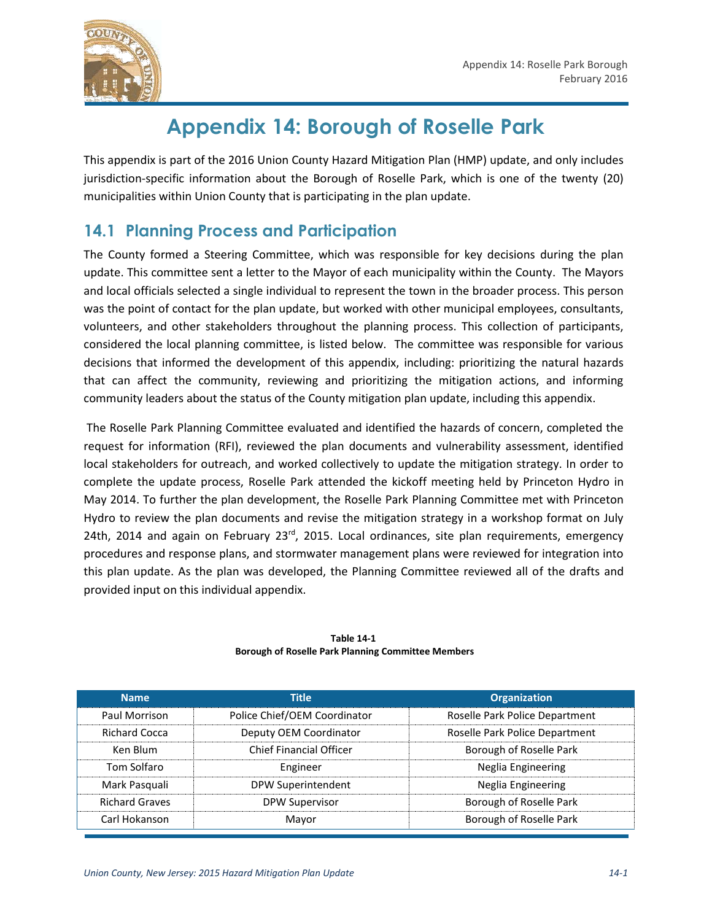# Appendix 14: Borough of Roselle Park

This appendix is part of the 2016 Union County Hazard Mitigation Plan (HMP) update, and only includes jurisdiction-specific information about the Borough of Roselle Park, which is one of the twenty (20) municipalities within Union County that is participating in the plan update.

## 14.1 Planning Process and Participation

The County formed a Steering Committee, which was responsible for key decisions during the plan update. This committee sent a letter to the Mayor of each municipality within the County. The Mayors and local officials selected a single individual to represent the town in the broader process. This person was the point of contact for the plan update, but worked with other municipal employees, consultants, volunteers, and other stakeholders throughout the planning process. This collection of participants, considered the local planning committee, is listed below. The committee was responsible for various decisions that informed the development of this appendix, including: prioritizing the natural hazards that can affect the community, reviewing and prioritizing the mitigation actions, and informing community leaders about the status of the County mitigation plan update, including this appendix.

The Roselle Park Planning Committee evaluated and identified the hazards of concern, completed the request for information (RFI), reviewed the plan documents and vulnerability assessment, identified local stakeholders for outreach, and worked collectively to update the mitigation strategy. In order to complete the update process, Roselle Park attended the kickoff meeting held by Princeton Hydro in May 2014. To further the plan development, the Roselle Park Planning Committee met with Princeton Hydro to review the plan documents and revise the mitigation strategy in a workshop format on July 24th, 2014 and again on February 23rd, 2015. Local ordinances, site plan requirements, emergency procedures and response plans, and stormwater management plans were reviewed for integration into this plan update. As the plan was developed, the Planning Committee reviewed all of the drafts and provided input on this individual appendix.

**Table 14-1**
**Borough of Roselle Park Planning Committee Members**

| Name | Title | Organization |
|---|---|---|
| Paul Morrison | Police Chief/OEM Coordinator | Roselle Park Police Department |
| Richard Cocca | Deputy OEM Coordinator | Roselle Park Police Department |
| Ken Blum | Chief Financial Officer | Borough of Roselle Park |
| Tom Solfaro | Engineer | Neglia Engineering |
| Mark Pasquali | DPW Superintendent | Neglia Engineering |
| Richard Graves | DPW Supervisor | Borough of Roselle Park |
| Carl Hokanson | Mayor | Borough of Roselle Park |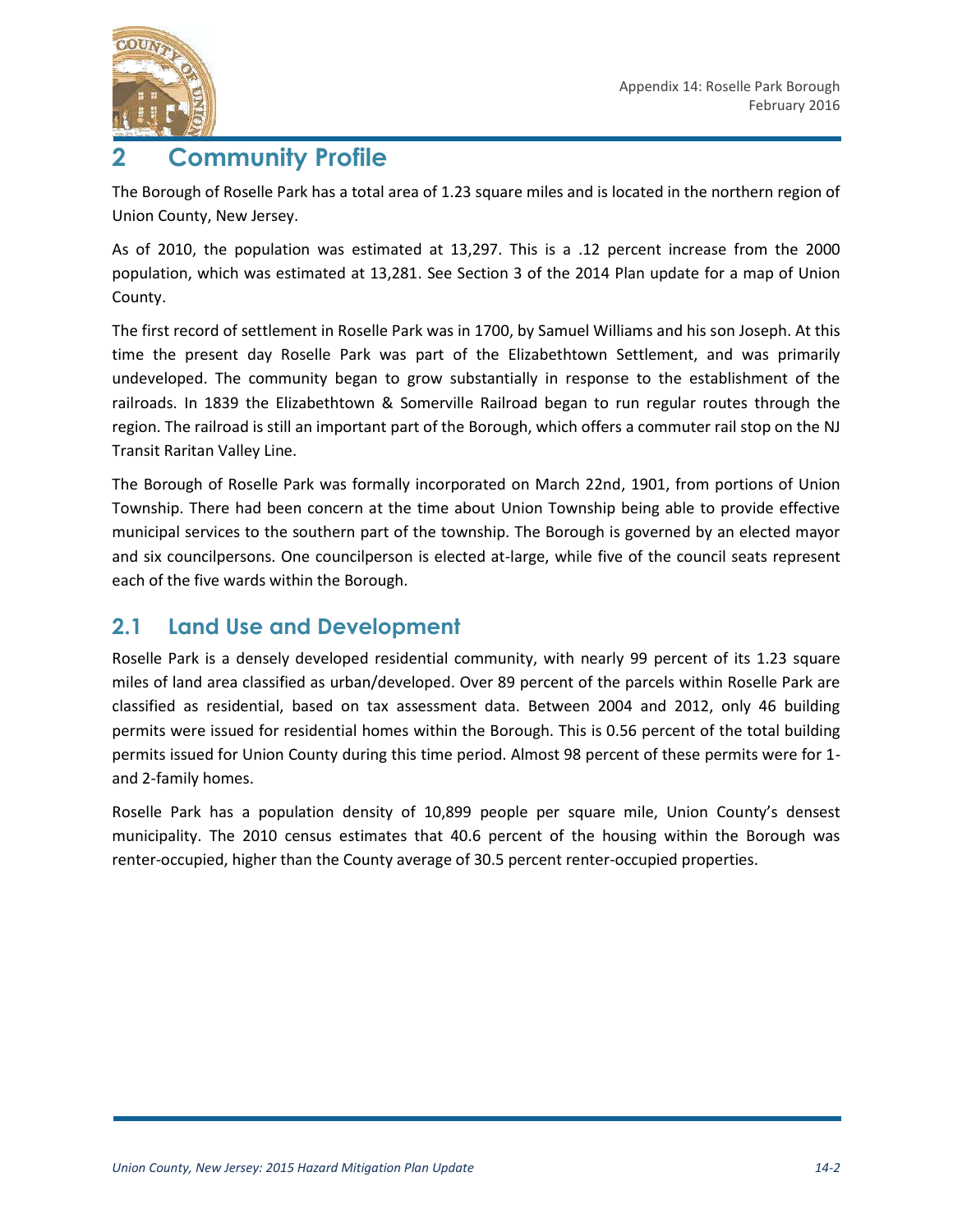# 2 Community Profile

The Borough of Roselle Park has a total area of 1.23 square miles and is located in the northern region of Union County, New Jersey.

As of 2010, the population was estimated at 13,297. This is a .12 percent increase from the 2000 population, which was estimated at 13,281. See Section 3 of the 2014 Plan update for a map of Union County.

The first record of settlement in Roselle Park was in 1700, by Samuel Williams and his son Joseph. At this time the present day Roselle Park was part of the Elizabethtown Settlement, and was primarily undeveloped. The community began to grow substantially in response to the establishment of the railroads. In 1839 the Elizabethtown & Somerville Railroad began to run regular routes through the region. The railroad is still an important part of the Borough, which offers a commuter rail stop on the NJ Transit Raritan Valley Line.

The Borough of Roselle Park was formally incorporated on March 22nd, 1901, from portions of Union Township. There had been concern at the time about Union Township being able to provide effective municipal services to the southern part of the township. The Borough is governed by an elected mayor and six councilpersons. One councilperson is elected at-large, while five of the council seats represent each of the five wards within the Borough.

## 2.1 Land Use and Development

Roselle Park is a densely developed residential community, with nearly 99 percent of its 1.23 square miles of land area classified as urban/developed. Over 89 percent of the parcels within Roselle Park are classified as residential, based on tax assessment data. Between 2004 and 2012, only 46 building permits were issued for residential homes within the Borough. This is 0.56 percent of the total building permits issued for Union County during this time period. Almost 98 percent of these permits were for 1- and 2-family homes.

Roselle Park has a population density of 10,899 people per square mile, Union County's densest municipality. The 2010 census estimates that 40.6 percent of the housing within the Borough was renter-occupied, higher than the County average of 30.5 percent renter-occupied properties.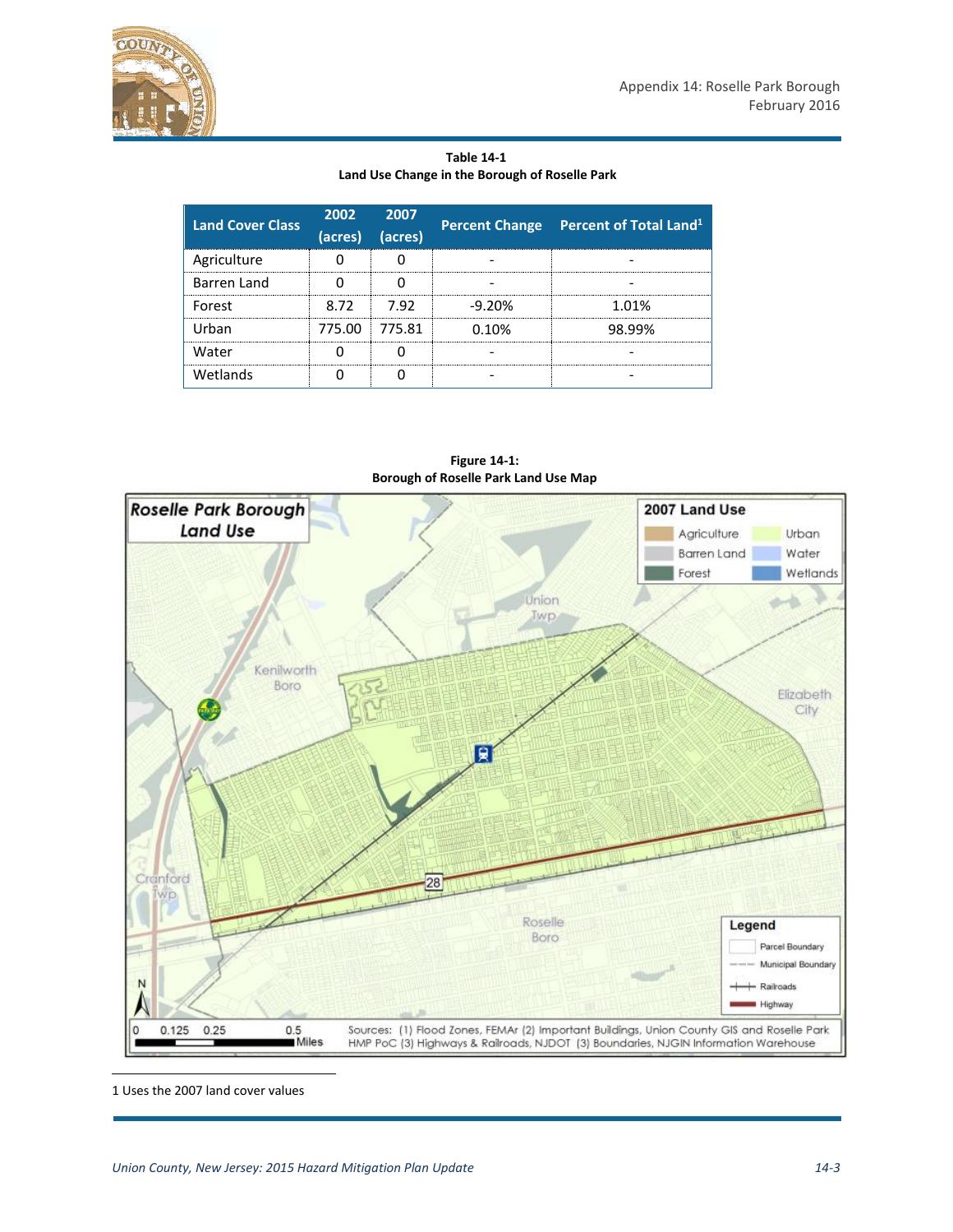**Table 14-1**
**Land Use Change in the Borough of Roselle Park**

| Land Cover Class | 2002 (acres) | 2007 (acres) | Percent Change | Percent of Total Land[1] |
|---|---|---|---|---|
| Agriculture | 0 | 0 | - | - |
| Barren Land | 0 | 0 | - | - |
| Forest | 8.72 | 7.92 | -9.20% | 1.01% |
| Urban | 775.00 | 775.81 | 0.10% | 98.99% |
| Water | 0 | 0 | - | - |
| Wetlands | 0 | 0 | - | - |

**Figure 14-1:**
**Borough of Roselle Park Land Use Map**

1 Uses the 2007 land cover values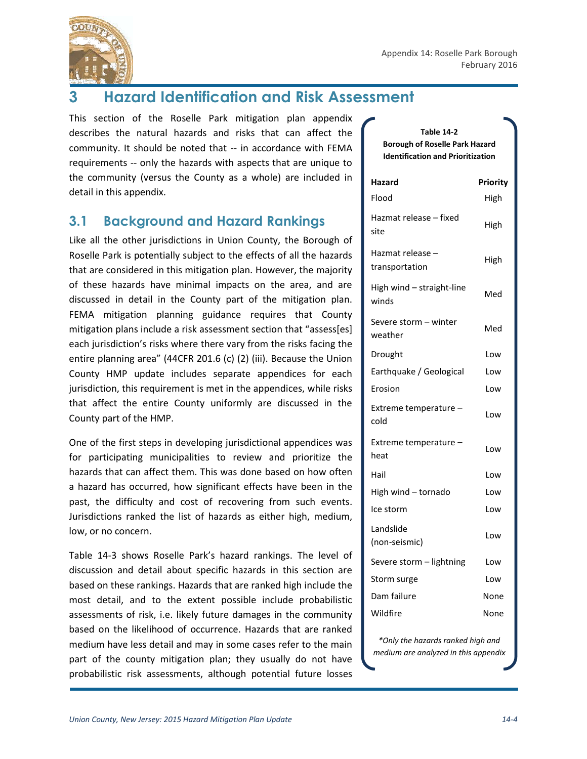# 3 Hazard Identification and Risk Assessment

This section of the Roselle Park mitigation plan appendix describes the natural hazards and risks that can affect the community. It should be noted that -- in accordance with FEMA requirements -- only the hazards with aspects that are unique to the community (versus the County as a whole) are included in detail in this appendix.

## 3.1 Background and Hazard Rankings

Like all the other jurisdictions in Union County, the Borough of Roselle Park is potentially subject to the effects of all the hazards that are considered in this mitigation plan. However, the majority of these hazards have minimal impacts on the area, and are discussed in detail in the County part of the mitigation plan. FEMA mitigation planning guidance requires that County mitigation plans include a risk assessment section that "assess[es] each jurisdiction's risks where there vary from the risks facing the entire planning area" (44CFR 201.6 (c) (2) (iii). Because the Union County HMP update includes separate appendices for each jurisdiction, this requirement is met in the appendices, while risks that affect the entire County uniformly are discussed in the County part of the HMP.

One of the first steps in developing jurisdictional appendices was for participating municipalities to review and prioritize the hazards that can affect them. This was done based on how often a hazard has occurred, how significant effects have been in the past, the difficulty and cost of recovering from such events. Jurisdictions ranked the list of hazards as either high, medium, low, or no concern.

Table 14-3 shows Roselle Park's hazard rankings. The level of discussion and detail about specific hazards in this section are based on these rankings. Hazards that are ranked high include the most detail, and to the extent possible include probabilistic assessments of risk, i.e. likely future damages in the community based on the likelihood of occurrence. Hazards that are ranked medium have less detail and may in some cases refer to the main part of the county mitigation plan; they usually do not have probabilistic risk assessments, although potential future losses

**Table 14-2**
**Borough of Roselle Park Hazard Identification and Prioritization**

| Hazard | Priority |
|---|---|
| Flood | High |
| Hazmat release – fixed site | High |
| Hazmat release – transportation | High |
| High wind – straight-line winds | Med |
| Severe storm – winter weather | Med |
| Drought | Low |
| Earthquake / Geological | Low |
| Erosion | Low |
| Extreme temperature – cold | Low |
| Extreme temperature – heat | Low |
| Hail | Low |
| High wind – tornado | Low |
| Ice storm | Low |
| Landslide (non-seismic) | Low |
| Severe storm – lightning | Low |
| Storm surge | Low |
| Dam failure | None |
| Wildfire | None |

*\*Only the hazards ranked high and medium are analyzed in this appendix*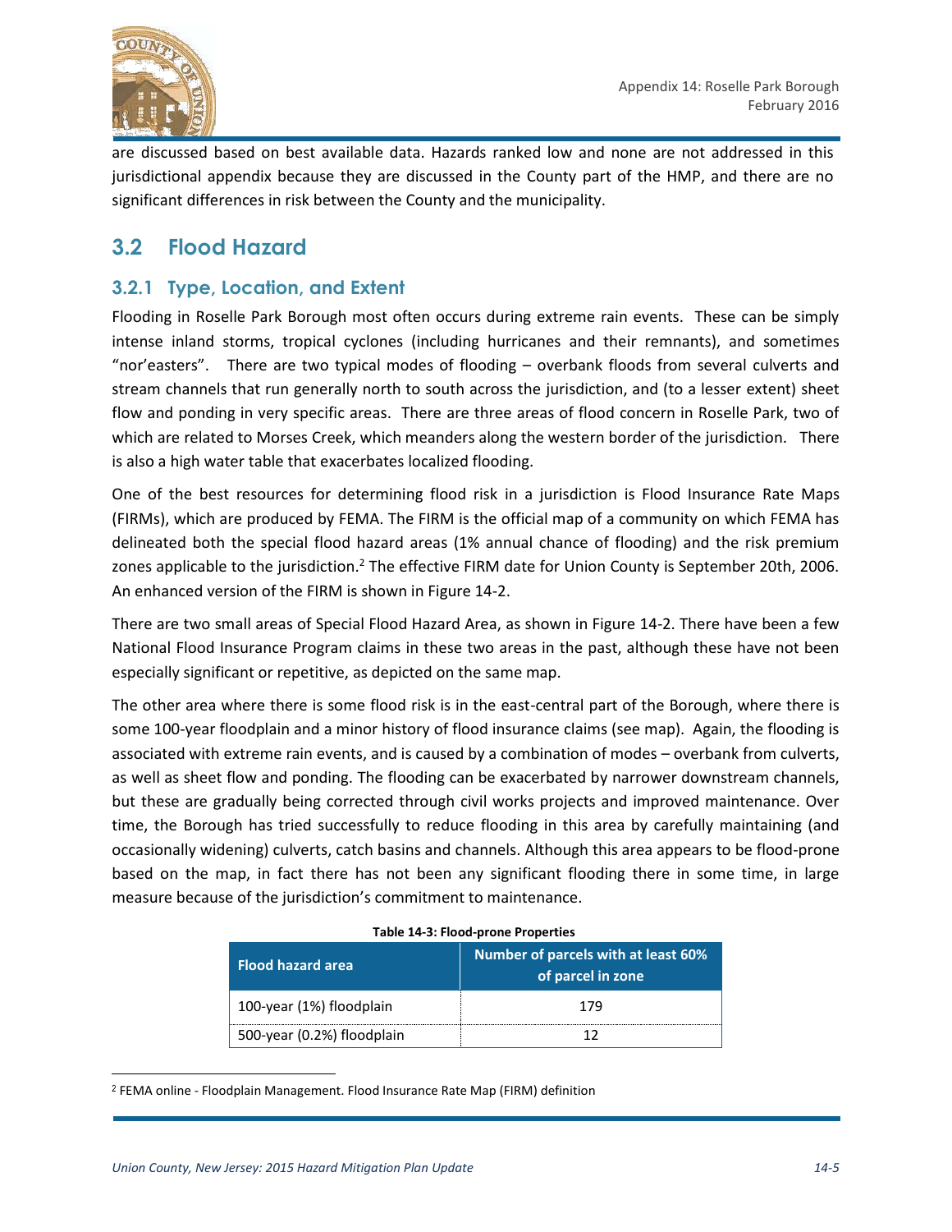are discussed based on best available data. Hazards ranked low and none are not addressed in this jurisdictional appendix because they are discussed in the County part of the HMP, and there are no significant differences in risk between the County and the municipality.

## 3.2 Flood Hazard

### 3.2.1 Type, Location, and Extent

Flooding in Roselle Park Borough most often occurs during extreme rain events. These can be simply intense inland storms, tropical cyclones (including hurricanes and their remnants), and sometimes "nor'easters". There are two typical modes of flooding – overbank floods from several culverts and stream channels that run generally north to south across the jurisdiction, and (to a lesser extent) sheet flow and ponding in very specific areas. There are three areas of flood concern in Roselle Park, two of which are related to Morses Creek, which meanders along the western border of the jurisdiction. There is also a high water table that exacerbates localized flooding.

One of the best resources for determining flood risk in a jurisdiction is Flood Insurance Rate Maps (FIRMs), which are produced by FEMA. The FIRM is the official map of a community on which FEMA has delineated both the special flood hazard areas (1% annual chance of flooding) and the risk premium zones applicable to the jurisdiction.[2] The effective FIRM date for Union County is September 20th, 2006. An enhanced version of the FIRM is shown in Figure 14-2.

There are two small areas of Special Flood Hazard Area, as shown in Figure 14-2. There have been a few National Flood Insurance Program claims in these two areas in the past, although these have not been especially significant or repetitive, as depicted on the same map.

The other area where there is some flood risk is in the east-central part of the Borough, where there is some 100-year floodplain and a minor history of flood insurance claims (see map). Again, the flooding is associated with extreme rain events, and is caused by a combination of modes – overbank from culverts, as well as sheet flow and ponding. The flooding can be exacerbated by narrower downstream channels, but these are gradually being corrected through civil works projects and improved maintenance. Over time, the Borough has tried successfully to reduce flooding in this area by carefully maintaining (and occasionally widening) culverts, catch basins and channels. Although this area appears to be flood-prone based on the map, in fact there has not been any significant flooding there in some time, in large measure because of the jurisdiction's commitment to maintenance.

**Table 14-3: Flood-prone Properties**

| Flood hazard area | Number of parcels with at least 60% of parcel in zone |
|---|---|
| 100-year (1%) floodplain | 179 |
| 500-year (0.2%) floodplain | 12 |

[2] FEMA online - Floodplain Management. Flood Insurance Rate Map (FIRM) definition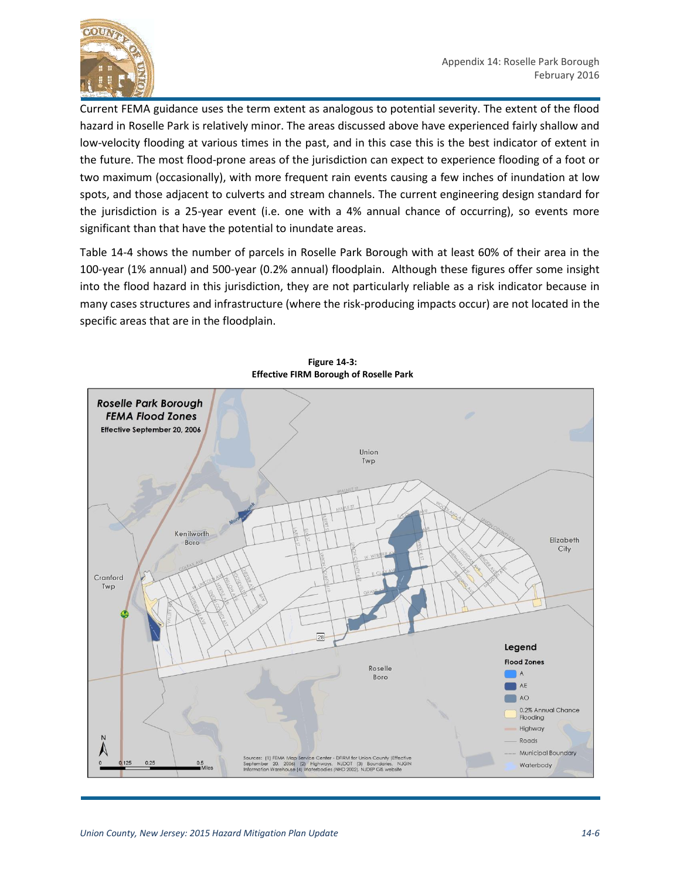Current FEMA guidance uses the term extent as analogous to potential severity. The extent of the flood hazard in Roselle Park is relatively minor. The areas discussed above have experienced fairly shallow and low-velocity flooding at various times in the past, and in this case this is the best indicator of extent in the future. The most flood-prone areas of the jurisdiction can expect to experience flooding of a foot or two maximum (occasionally), with more frequent rain events causing a few inches of inundation at low spots, and those adjacent to culverts and stream channels. The current engineering design standard for the jurisdiction is a 25-year event (i.e. one with a 4% annual chance of occurring), so events more significant than that have the potential to inundate areas.

Table 14-4 shows the number of parcels in Roselle Park Borough with at least 60% of their area in the 100-year (1% annual) and 500-year (0.2% annual) floodplain. Although these figures offer some insight into the flood hazard in this jurisdiction, they are not particularly reliable as a risk indicator because in many cases structures and infrastructure (where the risk-producing impacts occur) are not located in the specific areas that are in the floodplain.

**Figure 14-3:**
**Effective FIRM Borough of Roselle Park**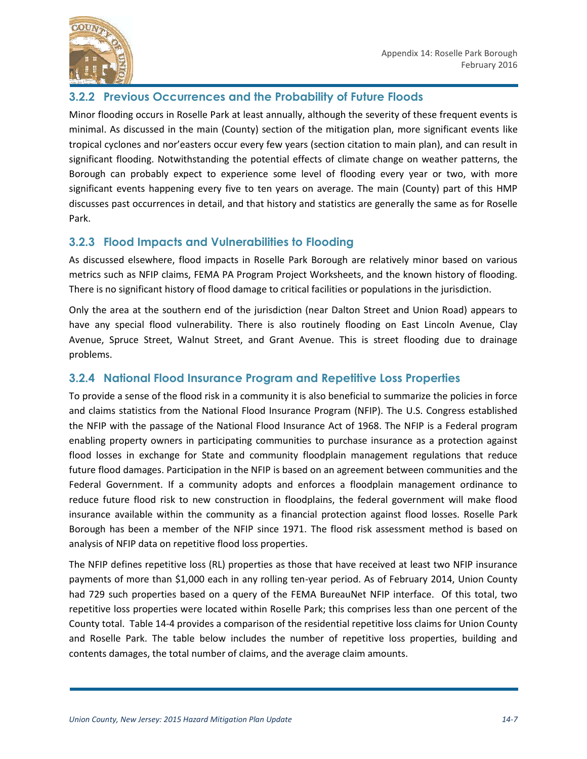### 3.2.2 Previous Occurrences and the Probability of Future Floods

Minor flooding occurs in Roselle Park at least annually, although the severity of these frequent events is minimal. As discussed in the main (County) section of the mitigation plan, more significant events like tropical cyclones and nor'easters occur every few years (section citation to main plan), and can result in significant flooding. Notwithstanding the potential effects of climate change on weather patterns, the Borough can probably expect to experience some level of flooding every year or two, with more significant events happening every five to ten years on average. The main (County) part of this HMP discusses past occurrences in detail, and that history and statistics are generally the same as for Roselle Park.

### 3.2.3 Flood Impacts and Vulnerabilities to Flooding

As discussed elsewhere, flood impacts in Roselle Park Borough are relatively minor based on various metrics such as NFIP claims, FEMA PA Program Project Worksheets, and the known history of flooding. There is no significant history of flood damage to critical facilities or populations in the jurisdiction.

Only the area at the southern end of the jurisdiction (near Dalton Street and Union Road) appears to have any special flood vulnerability. There is also routinely flooding on East Lincoln Avenue, Clay Avenue, Spruce Street, Walnut Street, and Grant Avenue. This is street flooding due to drainage problems.

### 3.2.4 National Flood Insurance Program and Repetitive Loss Properties

To provide a sense of the flood risk in a community it is also beneficial to summarize the policies in force and claims statistics from the National Flood Insurance Program (NFIP). The U.S. Congress established the NFIP with the passage of the National Flood Insurance Act of 1968. The NFIP is a Federal program enabling property owners in participating communities to purchase insurance as a protection against flood losses in exchange for State and community floodplain management regulations that reduce future flood damages. Participation in the NFIP is based on an agreement between communities and the Federal Government. If a community adopts and enforces a floodplain management ordinance to reduce future flood risk to new construction in floodplains, the federal government will make flood insurance available within the community as a financial protection against flood losses. Roselle Park Borough has been a member of the NFIP since 1971. The flood risk assessment method is based on analysis of NFIP data on repetitive flood loss properties.

The NFIP defines repetitive loss (RL) properties as those that have received at least two NFIP insurance payments of more than $1,000 each in any rolling ten-year period. As of February 2014, Union County had 729 such properties based on a query of the FEMA BureauNet NFIP interface. Of this total, two repetitive loss properties were located within Roselle Park; this comprises less than one percent of the County total. Table 14-4 provides a comparison of the residential repetitive loss claims for Union County and Roselle Park. The table below includes the number of repetitive loss properties, building and contents damages, the total number of claims, and the average claim amounts.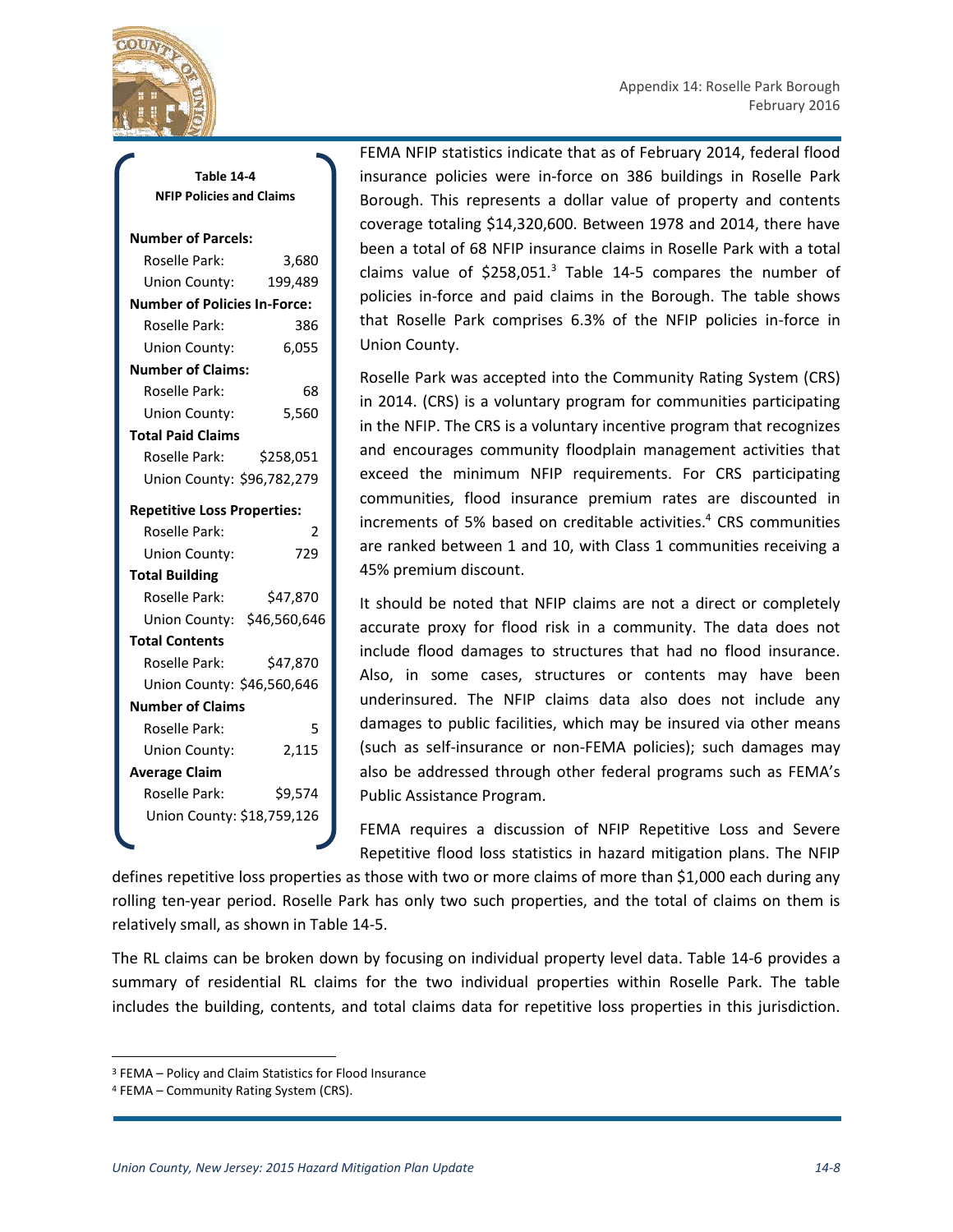**Table 14-4**
**NFIP Policies and Claims**

| | |
|---|---|
| **Number of Parcels:** | |
| Roselle Park: | 3,680 |
| Union County: | 199,489 |
| **Number of Policies In-Force:** | |
| Roselle Park: | 386 |
| Union County: | 6,055 |
| **Number of Claims:** | |
| Roselle Park: | 68 |
| Union County: | 5,560 |
| **Total Paid Claims** | |
| Roselle Park: | $258,051 |
| Union County: | $96,782,279 |
| **Repetitive Loss Properties:** | |
| Roselle Park: | 2 |
| Union County: | 729 |
| **Total Building** | |
| Roselle Park: | $47,870 |
| Union County: | $46,560,646 |
| **Total Contents** | |
| Roselle Park: | $47,870 |
| Union County: | $46,560,646 |
| **Number of Claims** | |
| Roselle Park: | 5 |
| Union County: | 2,115 |
| **Average Claim** | |
| Roselle Park: | $9,574 |
| Union County: | $18,759,126 |

FEMA NFIP statistics indicate that as of February 2014, federal flood insurance policies were in-force on 386 buildings in Roselle Park Borough. This represents a dollar value of property and contents coverage totaling $14,320,600. Between 1978 and 2014, there have been a total of 68 NFIP insurance claims in Roselle Park with a total claims value of $258,051.[3] Table 14-5 compares the number of policies in-force and paid claims in the Borough. The table shows that Roselle Park comprises 6.3% of the NFIP policies in-force in Union County.

Roselle Park was accepted into the Community Rating System (CRS) in 2014. (CRS) is a voluntary program for communities participating in the NFIP. The CRS is a voluntary incentive program that recognizes and encourages community floodplain management activities that exceed the minimum NFIP requirements. For CRS participating communities, flood insurance premium rates are discounted in increments of 5% based on creditable activities.[4] CRS communities are ranked between 1 and 10, with Class 1 communities receiving a 45% premium discount.

It should be noted that NFIP claims are not a direct or completely accurate proxy for flood risk in a community. The data does not include flood damages to structures that had no flood insurance. Also, in some cases, structures or contents may have been underinsured. The NFIP claims data also does not include any damages to public facilities, which may be insured via other means (such as self-insurance or non-FEMA policies); such damages may also be addressed through other federal programs such as FEMA's Public Assistance Program.

FEMA requires a discussion of NFIP Repetitive Loss and Severe Repetitive flood loss statistics in hazard mitigation plans. The NFIP defines repetitive loss properties as those with two or more claims of more than $1,000 each during any rolling ten-year period. Roselle Park has only two such properties, and the total of claims on them is relatively small, as shown in Table 14-5.

The RL claims can be broken down by focusing on individual property level data. Table 14-6 provides a summary of residential RL claims for the two individual properties within Roselle Park. The table includes the building, contents, and total claims data for repetitive loss properties in this jurisdiction.

---

[3] FEMA – Policy and Claim Statistics for Flood Insurance

[4] FEMA – Community Rating System (CRS).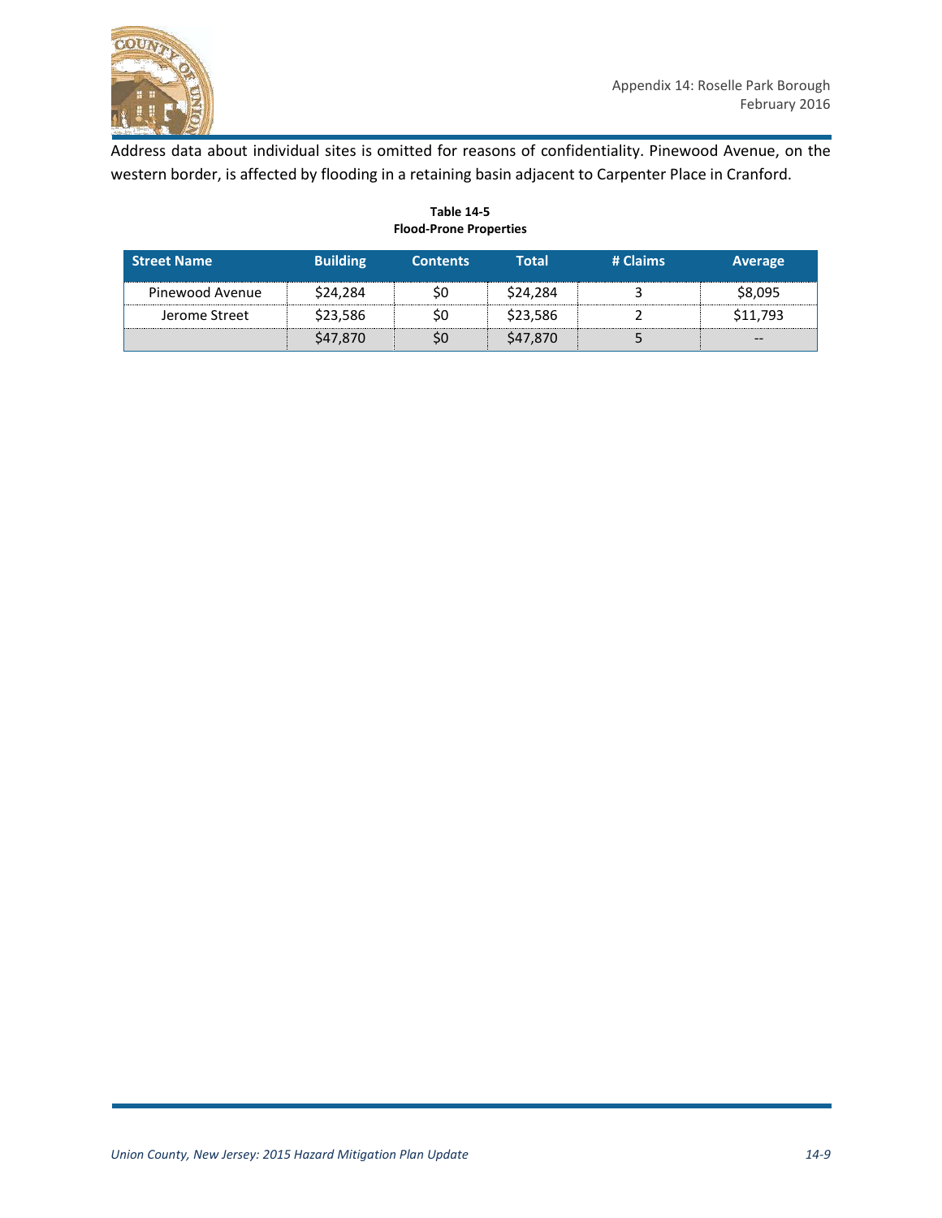Address data about individual sites is omitted for reasons of confidentiality. Pinewood Avenue, on the western border, is affected by flooding in a retaining basin adjacent to Carpenter Place in Cranford.

**Table 14-5**
**Flood-Prone Properties**

| Street Name | Building | Contents | Total | # Claims | Average |
|---|---|---|---|---|---|
| Pinewood Avenue | $24,284 | $0 | $24,284 | 3 | $8,095 |
| Jerome Street | $23,586 | $0 | $23,586 | 2 | $11,793 |
| | $47,870 | $0 | $47,870 | 5 | -- |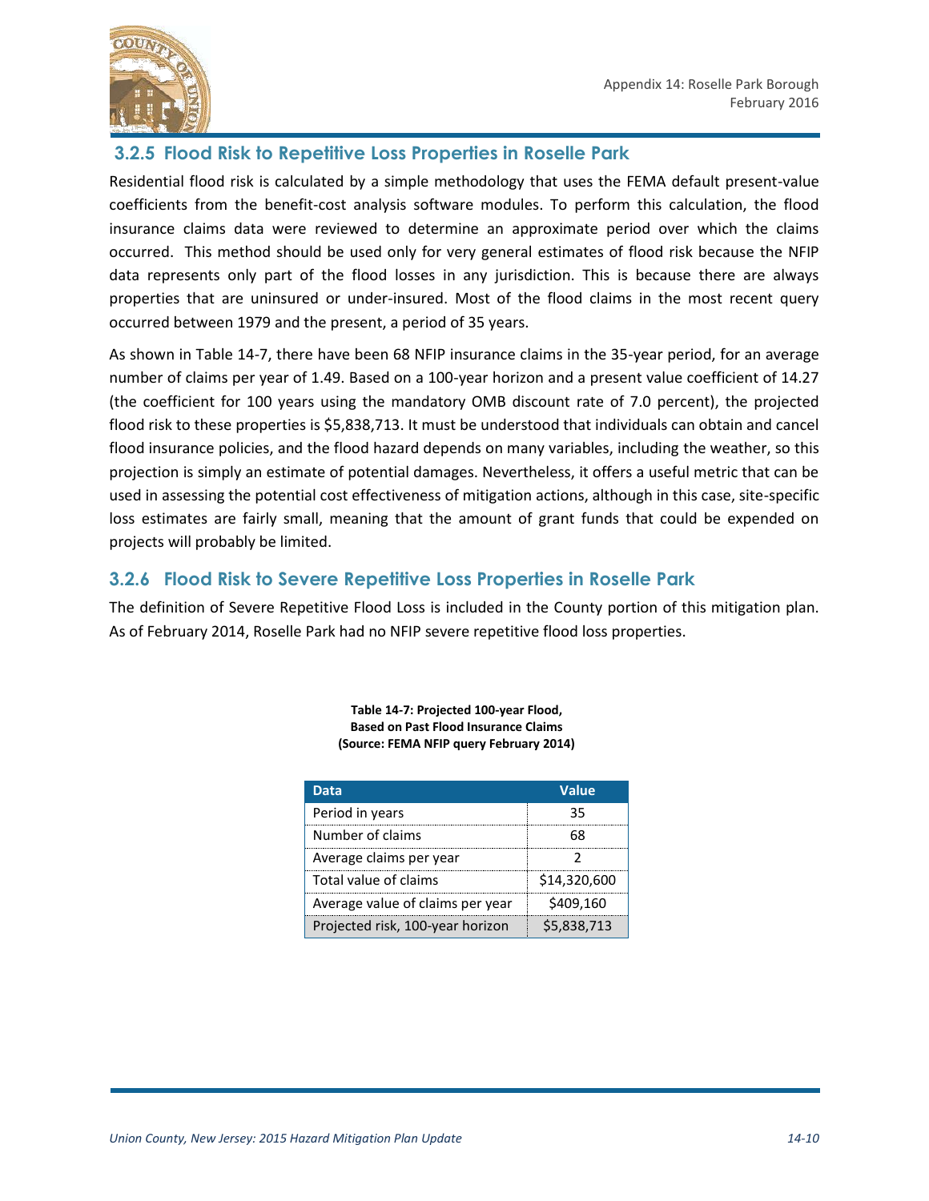### 3.2.5 Flood Risk to Repetitive Loss Properties in Roselle Park

Residential flood risk is calculated by a simple methodology that uses the FEMA default present-value coefficients from the benefit-cost analysis software modules. To perform this calculation, the flood insurance claims data were reviewed to determine an approximate period over which the claims occurred. This method should be used only for very general estimates of flood risk because the NFIP data represents only part of the flood losses in any jurisdiction. This is because there are always properties that are uninsured or under-insured. Most of the flood claims in the most recent query occurred between 1979 and the present, a period of 35 years.

As shown in Table 14-7, there have been 68 NFIP insurance claims in the 35-year period, for an average number of claims per year of 1.49. Based on a 100-year horizon and a present value coefficient of 14.27 (the coefficient for 100 years using the mandatory OMB discount rate of 7.0 percent), the projected flood risk to these properties is $5,838,713. It must be understood that individuals can obtain and cancel flood insurance policies, and the flood hazard depends on many variables, including the weather, so this projection is simply an estimate of potential damages. Nevertheless, it offers a useful metric that can be used in assessing the potential cost effectiveness of mitigation actions, although in this case, site-specific loss estimates are fairly small, meaning that the amount of grant funds that could be expended on projects will probably be limited.

### 3.2.6 Flood Risk to Severe Repetitive Loss Properties in Roselle Park

The definition of Severe Repetitive Flood Loss is included in the County portion of this mitigation plan. As of February 2014, Roselle Park had no NFIP severe repetitive flood loss properties.

**Table 14-7: Projected 100-year Flood, Based on Past Flood Insurance Claims (Source: FEMA NFIP query February 2014)**

| Data | Value |
|---|---|
| Period in years | 35 |
| Number of claims | 68 |
| Average claims per year | 2 |
| Total value of claims | $14,320,600 |
| Average value of claims per year | $409,160 |
| Projected risk, 100-year horizon | $5,838,713 |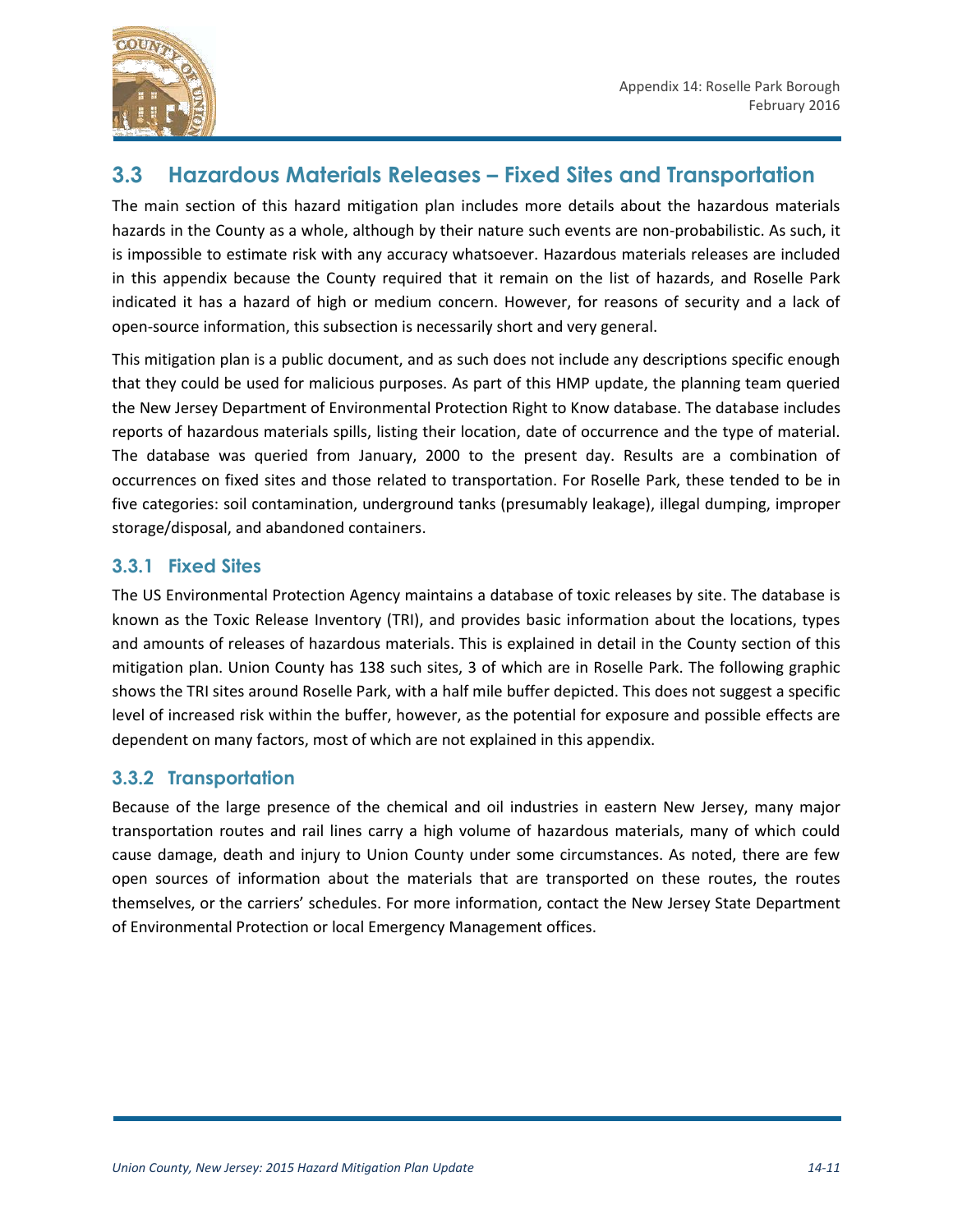## 3.3 Hazardous Materials Releases – Fixed Sites and Transportation

The main section of this hazard mitigation plan includes more details about the hazardous materials hazards in the County as a whole, although by their nature such events are non-probabilistic. As such, it is impossible to estimate risk with any accuracy whatsoever. Hazardous materials releases are included in this appendix because the County required that it remain on the list of hazards, and Roselle Park indicated it has a hazard of high or medium concern. However, for reasons of security and a lack of open-source information, this subsection is necessarily short and very general.

This mitigation plan is a public document, and as such does not include any descriptions specific enough that they could be used for malicious purposes. As part of this HMP update, the planning team queried the New Jersey Department of Environmental Protection Right to Know database. The database includes reports of hazardous materials spills, listing their location, date of occurrence and the type of material. The database was queried from January, 2000 to the present day. Results are a combination of occurrences on fixed sites and those related to transportation. For Roselle Park, these tended to be in five categories: soil contamination, underground tanks (presumably leakage), illegal dumping, improper storage/disposal, and abandoned containers.

### 3.3.1 Fixed Sites

The US Environmental Protection Agency maintains a database of toxic releases by site. The database is known as the Toxic Release Inventory (TRI), and provides basic information about the locations, types and amounts of releases of hazardous materials. This is explained in detail in the County section of this mitigation plan. Union County has 138 such sites, 3 of which are in Roselle Park. The following graphic shows the TRI sites around Roselle Park, with a half mile buffer depicted. This does not suggest a specific level of increased risk within the buffer, however, as the potential for exposure and possible effects are dependent on many factors, most of which are not explained in this appendix.

### 3.3.2 Transportation

Because of the large presence of the chemical and oil industries in eastern New Jersey, many major transportation routes and rail lines carry a high volume of hazardous materials, many of which could cause damage, death and injury to Union County under some circumstances. As noted, there are few open sources of information about the materials that are transported on these routes, the routes themselves, or the carriers' schedules. For more information, contact the New Jersey State Department of Environmental Protection or local Emergency Management offices.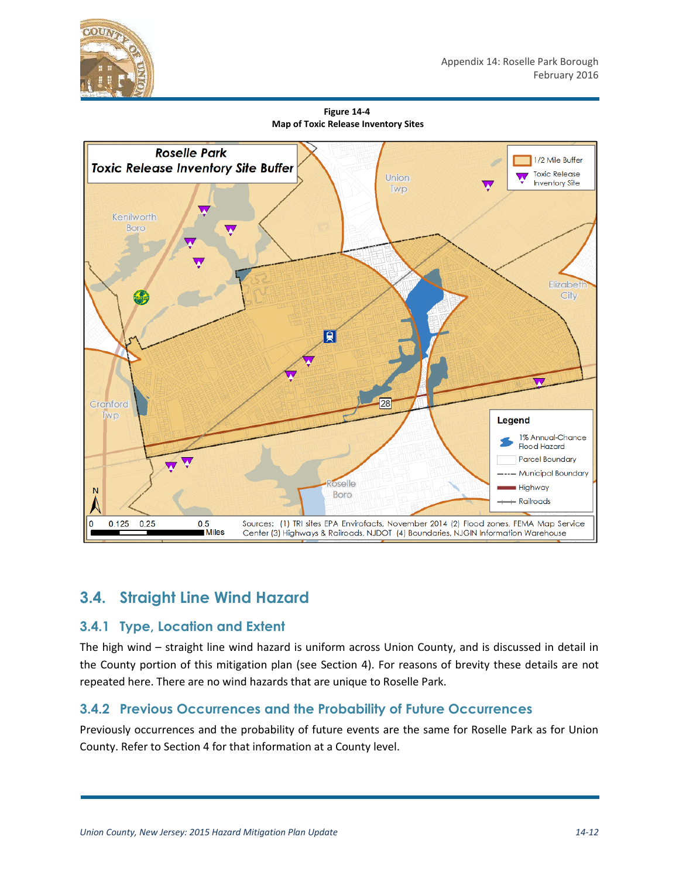**Figure 14-4**
**Map of Toxic Release Inventory Sites**

## 3.4. Straight Line Wind Hazard

### 3.4.1 Type, Location and Extent

The high wind – straight line wind hazard is uniform across Union County, and is discussed in detail in the County portion of this mitigation plan (see Section 4). For reasons of brevity these details are not repeated here. There are no wind hazards that are unique to Roselle Park.

### 3.4.2 Previous Occurrences and the Probability of Future Occurrences

Previously occurrences and the probability of future events are the same for Roselle Park as for Union County. Refer to Section 4 for that information at a County level.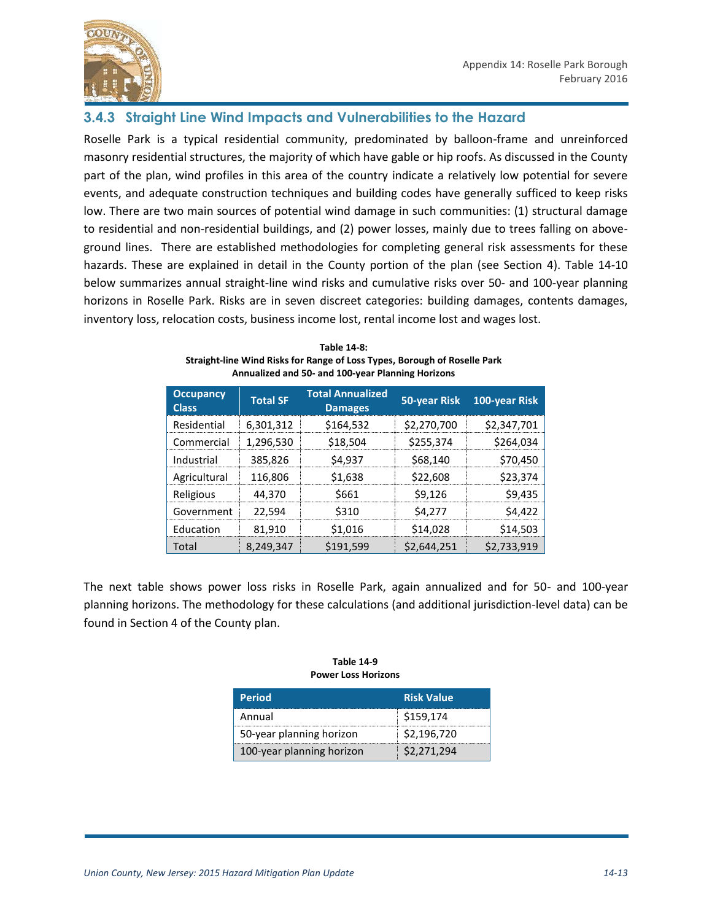## 3.4.3 Straight Line Wind Impacts and Vulnerabilities to the Hazard

Roselle Park is a typical residential community, predominated by balloon-frame and unreinforced masonry residential structures, the majority of which have gable or hip roofs. As discussed in the County part of the plan, wind profiles in this area of the country indicate a relatively low potential for severe events, and adequate construction techniques and building codes have generally sufficed to keep risks low. There are two main sources of potential wind damage in such communities: (1) structural damage to residential and non-residential buildings, and (2) power losses, mainly due to trees falling on above-ground lines. There are established methodologies for completing general risk assessments for these hazards. These are explained in detail in the County portion of the plan (see Section 4). Table 14-10 below summarizes annual straight-line wind risks and cumulative risks over 50- and 100-year planning horizons in Roselle Park. Risks are in seven discreet categories: building damages, contents damages, inventory loss, relocation costs, business income lost, rental income lost and wages lost.

**Table 14-8: Straight-line Wind Risks for Range of Loss Types, Borough of Roselle Park Annualized and 50- and 100-year Planning Horizons**

| Occupancy Class | Total SF | Total Annualized Damages | 50-year Risk | 100-year Risk |
|---|---|---|---|---|
| Residential | 6,301,312 | $164,532 | $2,270,700 | $2,347,701 |
| Commercial | 1,296,530 | $18,504 | $255,374 | $264,034 |
| Industrial | 385,826 | $4,937 | $68,140 | $70,450 |
| Agricultural | 116,806 | $1,638 | $22,608 | $23,374 |
| Religious | 44,370 | $661 | $9,126 | $9,435 |
| Government | 22,594 | $310 | $4,277 | $4,422 |
| Education | 81,910 | $1,016 | $14,028 | $14,503 |
| Total | 8,249,347 | $191,599 | $2,644,251 | $2,733,919 |

The next table shows power loss risks in Roselle Park, again annualized and for 50- and 100-year planning horizons. The methodology for these calculations (and additional jurisdiction-level data) can be found in Section 4 of the County plan.

**Table 14-9 Power Loss Horizons**

| Period | Risk Value |
|---|---|
| Annual | $159,174 |
| 50-year planning horizon | $2,196,720 |
| 100-year planning horizon | $2,271,294 |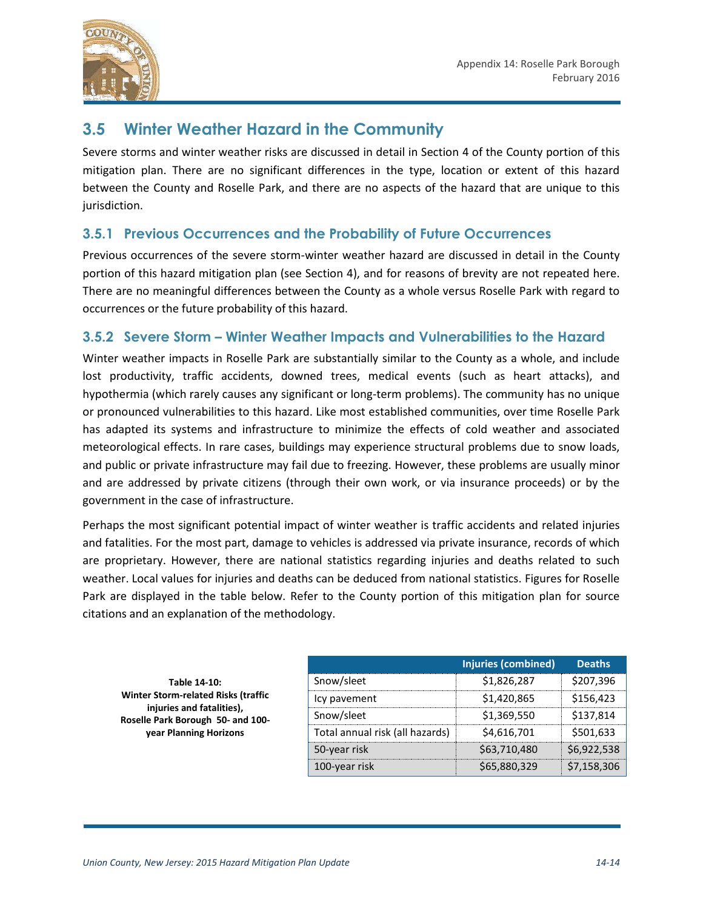## 3.5 Winter Weather Hazard in the Community

Severe storms and winter weather risks are discussed in detail in Section 4 of the County portion of this mitigation plan. There are no significant differences in the type, location or extent of this hazard between the County and Roselle Park, and there are no aspects of the hazard that are unique to this jurisdiction.

### 3.5.1 Previous Occurrences and the Probability of Future Occurrences

Previous occurrences of the severe storm-winter weather hazard are discussed in detail in the County portion of this hazard mitigation plan (see Section 4), and for reasons of brevity are not repeated here. There are no meaningful differences between the County as a whole versus Roselle Park with regard to occurrences or the future probability of this hazard.

### 3.5.2 Severe Storm – Winter Weather Impacts and Vulnerabilities to the Hazard

Winter weather impacts in Roselle Park are substantially similar to the County as a whole, and include lost productivity, traffic accidents, downed trees, medical events (such as heart attacks), and hypothermia (which rarely causes any significant or long-term problems). The community has no unique or pronounced vulnerabilities to this hazard. Like most established communities, over time Roselle Park has adapted its systems and infrastructure to minimize the effects of cold weather and associated meteorological effects. In rare cases, buildings may experience structural problems due to snow loads, and public or private infrastructure may fail due to freezing. However, these problems are usually minor and are addressed by private citizens (through their own work, or via insurance proceeds) or by the government in the case of infrastructure.

Perhaps the most significant potential impact of winter weather is traffic accidents and related injuries and fatalities. For the most part, damage to vehicles is addressed via private insurance, records of which are proprietary. However, there are national statistics regarding injuries and deaths related to such weather. Local values for injuries and deaths can be deduced from national statistics. Figures for Roselle Park are displayed in the table below. Refer to the County portion of this mitigation plan for source citations and an explanation of the methodology.

**Table 14-10: Winter Storm-related Risks (traffic injuries and fatalities), Roselle Park Borough 50- and 100-year Planning Horizons**

| | Injuries (combined) | Deaths |
|---|---|---|
| Snow/sleet | $1,826,287 | $207,396 |
| Icy pavement | $1,420,865 | $156,423 |
| Snow/sleet | $1,369,550 | $137,814 |
| Total annual risk (all hazards) | $4,616,701 | $501,633 |
| 50-year risk | $63,710,480 | $6,922,538 |
| 100-year risk | $65,880,329 | $7,158,306 |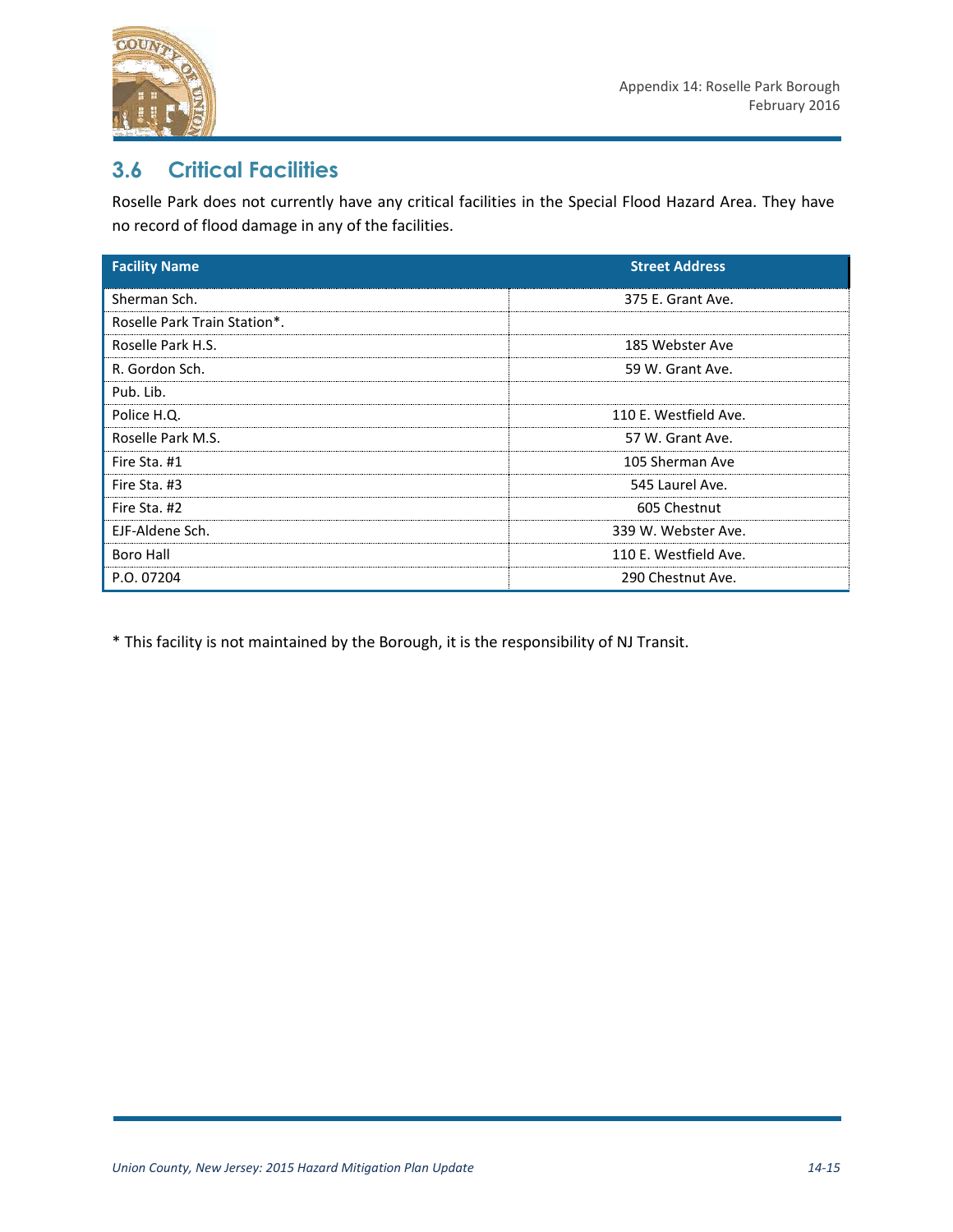## 3.6 Critical Facilities

Roselle Park does not currently have any critical facilities in the Special Flood Hazard Area. They have no record of flood damage in any of the facilities.

| Facility Name | Street Address |
|---|---|
| Sherman Sch. | 375 E. Grant Ave. |
| Roselle Park Train Station*. | |
| Roselle Park H.S. | 185 Webster Ave |
| R. Gordon Sch. | 59 W. Grant Ave. |
| Pub. Lib. | |
| Police H.Q. | 110 E. Westfield Ave. |
| Roselle Park M.S. | 57 W. Grant Ave. |
| Fire Sta. #1 | 105 Sherman Ave |
| Fire Sta. #3 | 545 Laurel Ave. |
| Fire Sta. #2 | 605 Chestnut |
| EJF-Aldene Sch. | 339 W. Webster Ave. |
| Boro Hall | 110 E. Westfield Ave. |
| P.O. 07204 | 290 Chestnut Ave. |

* This facility is not maintained by the Borough, it is the responsibility of NJ Transit.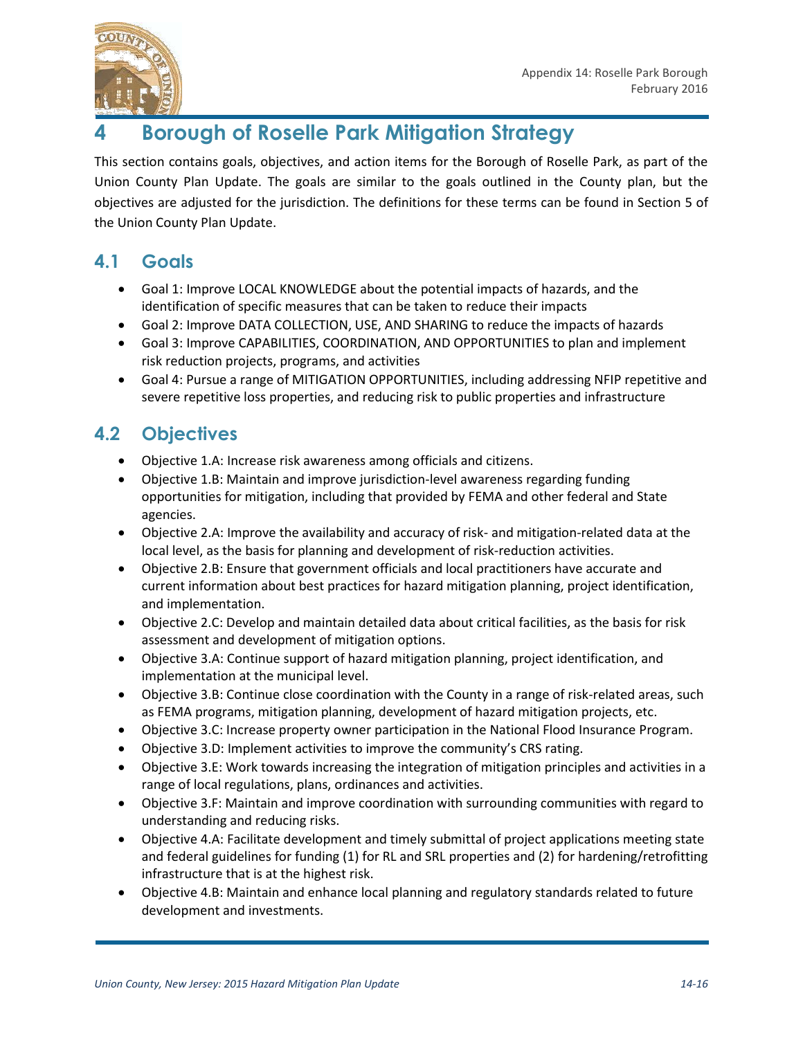# 4 Borough of Roselle Park Mitigation Strategy

This section contains goals, objectives, and action items for the Borough of Roselle Park, as part of the Union County Plan Update. The goals are similar to the goals outlined in the County plan, but the objectives are adjusted for the jurisdiction. The definitions for these terms can be found in Section 5 of the Union County Plan Update.

## 4.1 Goals

- Goal 1: Improve LOCAL KNOWLEDGE about the potential impacts of hazards, and the identification of specific measures that can be taken to reduce their impacts
- Goal 2: Improve DATA COLLECTION, USE, AND SHARING to reduce the impacts of hazards
- Goal 3: Improve CAPABILITIES, COORDINATION, AND OPPORTUNITIES to plan and implement risk reduction projects, programs, and activities
- Goal 4: Pursue a range of MITIGATION OPPORTUNITIES, including addressing NFIP repetitive and severe repetitive loss properties, and reducing risk to public properties and infrastructure

## 4.2 Objectives

- Objective 1.A: Increase risk awareness among officials and citizens.
- Objective 1.B: Maintain and improve jurisdiction-level awareness regarding funding opportunities for mitigation, including that provided by FEMA and other federal and State agencies.
- Objective 2.A: Improve the availability and accuracy of risk- and mitigation-related data at the local level, as the basis for planning and development of risk-reduction activities.
- Objective 2.B: Ensure that government officials and local practitioners have accurate and current information about best practices for hazard mitigation planning, project identification, and implementation.
- Objective 2.C: Develop and maintain detailed data about critical facilities, as the basis for risk assessment and development of mitigation options.
- Objective 3.A: Continue support of hazard mitigation planning, project identification, and implementation at the municipal level.
- Objective 3.B: Continue close coordination with the County in a range of risk-related areas, such as FEMA programs, mitigation planning, development of hazard mitigation projects, etc.
- Objective 3.C: Increase property owner participation in the National Flood Insurance Program.
- Objective 3.D: Implement activities to improve the community's CRS rating.
- Objective 3.E: Work towards increasing the integration of mitigation principles and activities in a range of local regulations, plans, ordinances and activities.
- Objective 3.F: Maintain and improve coordination with surrounding communities with regard to understanding and reducing risks.
- Objective 4.A: Facilitate development and timely submittal of project applications meeting state and federal guidelines for funding (1) for RL and SRL properties and (2) for hardening/retrofitting infrastructure that is at the highest risk.
- Objective 4.B: Maintain and enhance local planning and regulatory standards related to future development and investments.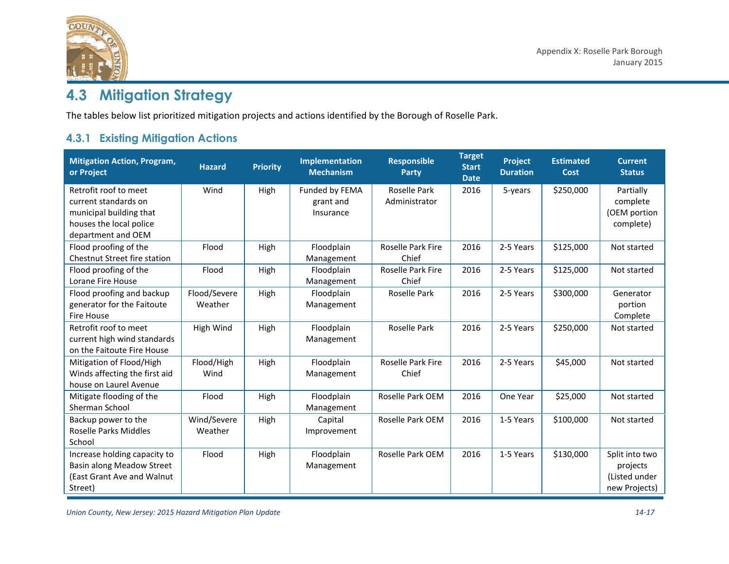## 4.3 Mitigation Strategy

The tables below list prioritized mitigation projects and actions identified by the Borough of Roselle Park.

### 4.3.1 Existing Mitigation Actions

| Mitigation Action, Program, or Project | Hazard | Priority | Implementation Mechanism | Responsible Party | Target Start Date | Project Duration | Estimated Cost | Current Status |
|---|---|---|---|---|---|---|---|---|
| Retrofit roof to meet current standards on municipal building that houses the local police department and OEM | Wind | High | Funded by FEMA grant and Insurance | Roselle Park Administrator | 2016 | 5-years | $250,000 | Partially complete (OEM portion complete) |
| Flood proofing of the Chestnut Street fire station | Flood | High | Floodplain Management | Roselle Park Fire Chief | 2016 | 2-5 Years | $125,000 | Not started |
| Flood proofing of the Lorane Fire House | Flood | High | Floodplain Management | Roselle Park Fire Chief | 2016 | 2-5 Years | $125,000 | Not started |
| Flood proofing and backup generator for the Faitoute Fire House | Flood/Severe Weather | High | Floodplain Management | Roselle Park | 2016 | 2-5 Years | $300,000 | Generator portion Complete |
| Retrofit roof to meet current high wind standards on the Faitoute Fire House | High Wind | High | Floodplain Management | Roselle Park | 2016 | 2-5 Years | $250,000 | Not started |
| Mitigation of Flood/High Winds affecting the first aid house on Laurel Avenue | Flood/High Wind | High | Floodplain Management | Roselle Park Fire Chief | 2016 | 2-5 Years | $45,000 | Not started |
| Mitigate flooding of the Sherman School | Flood | High | Floodplain Management | Roselle Park OEM | 2016 | One Year | $25,000 | Not started |
| Backup power to the Roselle Parks Middles School | Wind/Severe Weather | High | Capital Improvement | Roselle Park OEM | 2016 | 1-5 Years | $100,000 | Not started |
| Increase holding capacity to Basin along Meadow Street (East Grant Ave and Walnut Street) | Flood | High | Floodplain Management | Roselle Park OEM | 2016 | 1-5 Years | $130,000 | Split into two projects (Listed under new Projects) |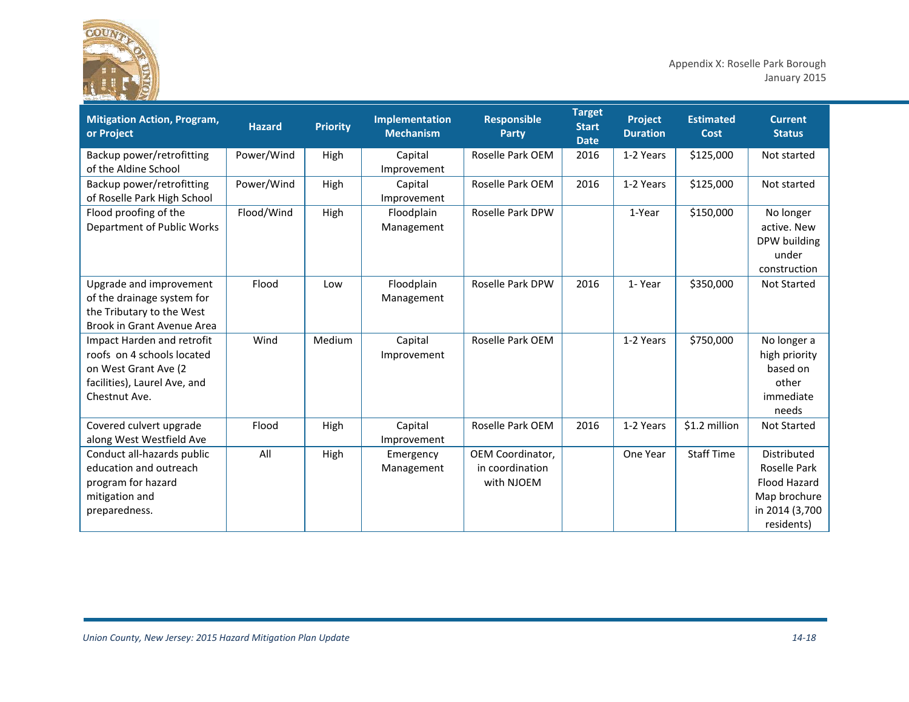| Mitigation Action, Program, or Project | Hazard | Priority | Implementation Mechanism | Responsible Party | Target Start Date | Project Duration | Estimated Cost | Current Status |
|---|---|---|---|---|---|---|---|---|
| Backup power/retrofitting of the Aldine School | Power/Wind | High | Capital Improvement | Roselle Park OEM | 2016 | 1-2 Years | $125,000 | Not started |
| Backup power/retrofitting of Roselle Park High School | Power/Wind | High | Capital Improvement | Roselle Park OEM | 2016 | 1-2 Years | $125,000 | Not started |
| Flood proofing of the Department of Public Works | Flood/Wind | High | Floodplain Management | Roselle Park DPW | | 1-Year | $150,000 | No longer active. New DPW building under construction |
| Upgrade and improvement of the drainage system for the Tributary to the West Brook in Grant Avenue Area | Flood | Low | Floodplain Management | Roselle Park DPW | 2016 | 1- Year | $350,000 | Not Started |
| Impact Harden and retrofit roofs on 4 schools located on West Grant Ave (2 facilities), Laurel Ave, and Chestnut Ave. | Wind | Medium | Capital Improvement | Roselle Park OEM | | 1-2 Years | $750,000 | No longer a high priority based on other immediate needs |
| Covered culvert upgrade along West Westfield Ave | Flood | High | Capital Improvement | Roselle Park OEM | 2016 | 1-2 Years | $1.2 million | Not Started |
| Conduct all-hazards public education and outreach program for hazard mitigation and preparedness. | All | High | Emergency Management | OEM Coordinator, in coordination with NJOEM | | One Year | Staff Time | Distributed Roselle Park Flood Hazard Map brochure in 2014 (3,700 residents) |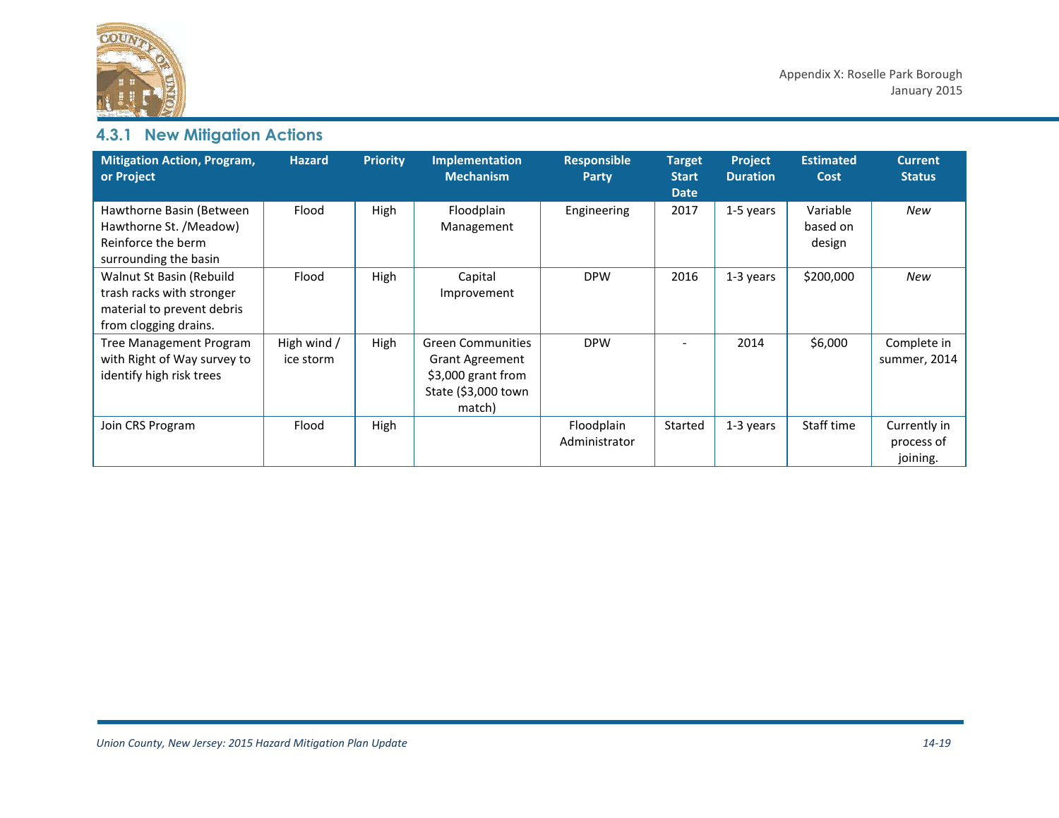### 4.3.1 New Mitigation Actions

| Mitigation Action, Program, or Project | Hazard | Priority | Implementation Mechanism | Responsible Party | Target Start Date | Project Duration | Estimated Cost | Current Status |
|---|---|---|---|---|---|---|---|---|
| Hawthorne Basin (Between Hawthorne St. /Meadow) Reinforce the berm surrounding the basin | Flood | High | Floodplain Management | Engineering | 2017 | 1-5 years | Variable based on design | *New* |
| Walnut St Basin (Rebuild trash racks with stronger material to prevent debris from clogging drains. | Flood | High | Capital Improvement | DPW | 2016 | 1-3 years | $200,000 | *New* |
| Tree Management Program with Right of Way survey to identify high risk trees | High wind / ice storm | High | Green Communities Grant Agreement $3,000 grant from State ($3,000 town match) | DPW | - | 2014 | $6,000 | Complete in summer, 2014 |
| Join CRS Program | Flood | High | | Floodplain Administrator | Started | 1-3 years | Staff time | Currently in process of joining. |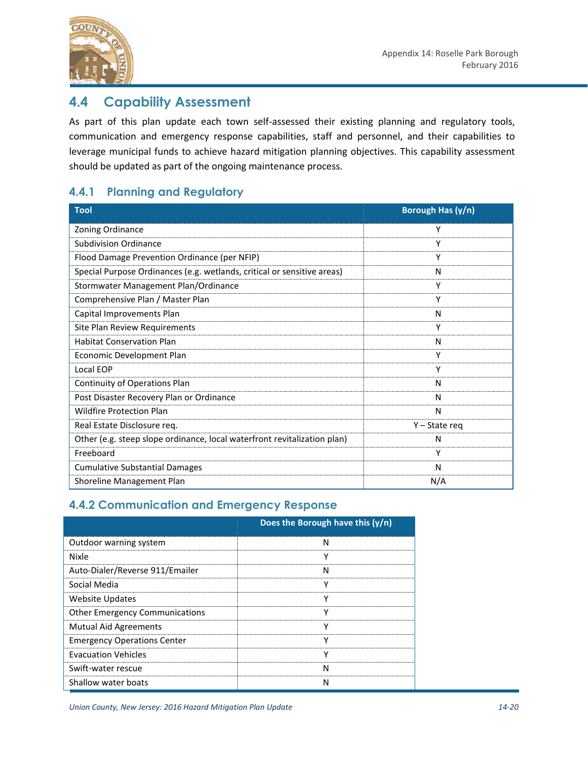## 4.4 Capability Assessment

As part of this plan update each town self-assessed their existing planning and regulatory tools, communication and emergency response capabilities, staff and personnel, and their capabilities to leverage municipal funds to achieve hazard mitigation planning objectives. This capability assessment should be updated as part of the ongoing maintenance process.

### 4.4.1 Planning and Regulatory

| Tool | Borough Has (y/n) |
|---|---|
| Zoning Ordinance | Y |
| Subdivision Ordinance | Y |
| Flood Damage Prevention Ordinance (per NFIP) | Y |
| Special Purpose Ordinances (e.g. wetlands, critical or sensitive areas) | N |
| Stormwater Management Plan/Ordinance | Y |
| Comprehensive Plan / Master Plan | Y |
| Capital Improvements Plan | N |
| Site Plan Review Requirements | Y |
| Habitat Conservation Plan | N |
| Economic Development Plan | Y |
| Local EOP | Y |
| Continuity of Operations Plan | N |
| Post Disaster Recovery Plan or Ordinance | N |
| Wildfire Protection Plan | N |
| Real Estate Disclosure req. | Y – State req |
| Other (e.g. steep slope ordinance, local waterfront revitalization plan) | N |
| Freeboard | Y |
| Cumulative Substantial Damages | N |
| Shoreline Management Plan | N/A |

### 4.4.2 Communication and Emergency Response

| | Does the Borough have this (y/n) |
|---|---|
| Outdoor warning system | N |
| Nixle | Y |
| Auto-Dialer/Reverse 911/Emailer | N |
| Social Media | Y |
| Website Updates | Y |
| Other Emergency Communications | Y |
| Mutual Aid Agreements | Y |
| Emergency Operations Center | Y |
| Evacuation Vehicles | Y |
| Swift-water rescue | N |
| Shallow water boats | N |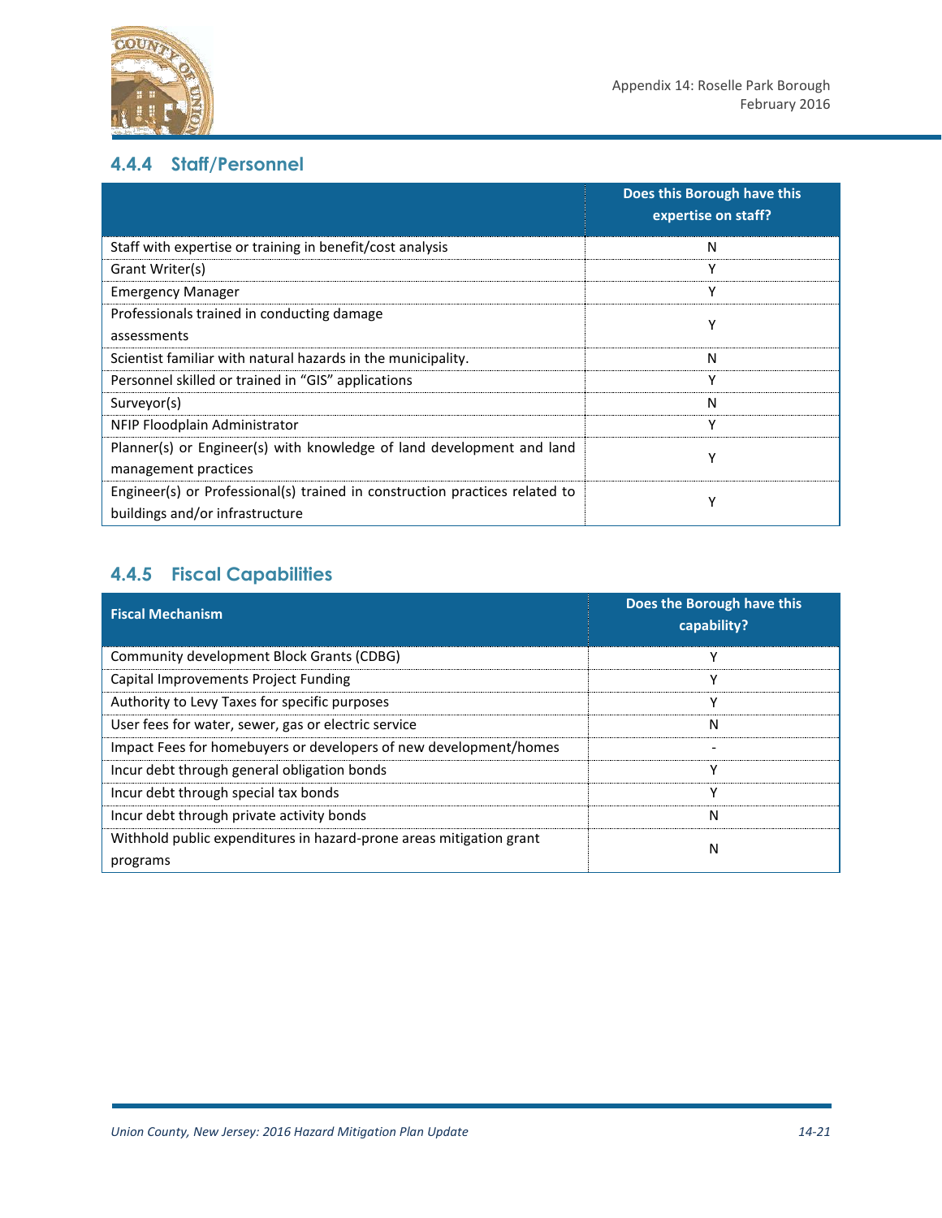### 4.4.4 Staff/Personnel

| | Does this Borough have this expertise on staff? |
|---|---|
| Staff with expertise or training in benefit/cost analysis | N |
| Grant Writer(s) | Y |
| Emergency Manager | Y |
| Professionals trained in conducting damage assessments | Y |
| Scientist familiar with natural hazards in the municipality. | N |
| Personnel skilled or trained in "GIS" applications | Y |
| Surveyor(s) | N |
| NFIP Floodplain Administrator | Y |
| Planner(s) or Engineer(s) with knowledge of land development and land management practices | Y |
| Engineer(s) or Professional(s) trained in construction practices related to buildings and/or infrastructure | Y |

### 4.4.5 Fiscal Capabilities

| Fiscal Mechanism | Does the Borough have this capability? |
|---|---|
| Community development Block Grants (CDBG) | Y |
| Capital Improvements Project Funding | Y |
| Authority to Levy Taxes for specific purposes | Y |
| User fees for water, sewer, gas or electric service | N |
| Impact Fees for homebuyers or developers of new development/homes | - |
| Incur debt through general obligation bonds | Y |
| Incur debt through special tax bonds | Y |
| Incur debt through private activity bonds | N |
| Withhold public expenditures in hazard-prone areas mitigation grant programs | N |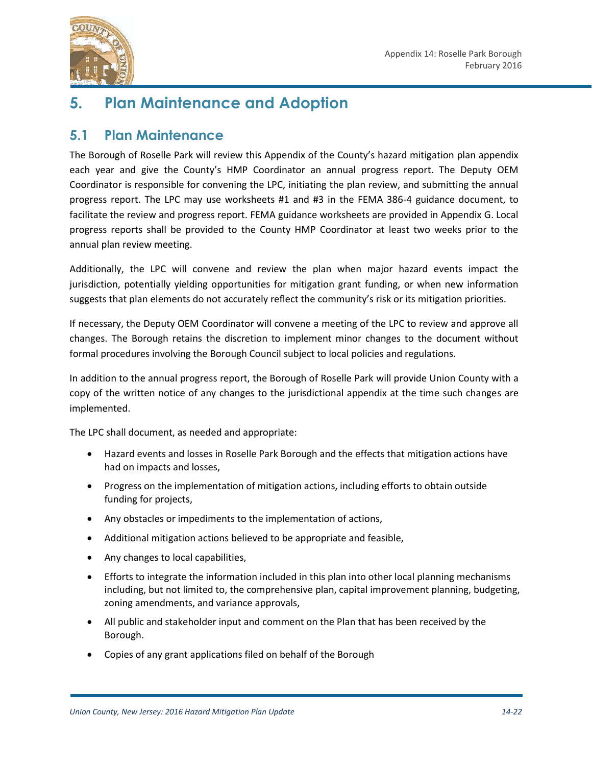# 5. Plan Maintenance and Adoption

## 5.1 Plan Maintenance

The Borough of Roselle Park will review this Appendix of the County's hazard mitigation plan appendix each year and give the County's HMP Coordinator an annual progress report. The Deputy OEM Coordinator is responsible for convening the LPC, initiating the plan review, and submitting the annual progress report. The LPC may use worksheets #1 and #3 in the FEMA 386-4 guidance document, to facilitate the review and progress report. FEMA guidance worksheets are provided in Appendix G. Local progress reports shall be provided to the County HMP Coordinator at least two weeks prior to the annual plan review meeting.

Additionally, the LPC will convene and review the plan when major hazard events impact the jurisdiction, potentially yielding opportunities for mitigation grant funding, or when new information suggests that plan elements do not accurately reflect the community's risk or its mitigation priorities.

If necessary, the Deputy OEM Coordinator will convene a meeting of the LPC to review and approve all changes. The Borough retains the discretion to implement minor changes to the document without formal procedures involving the Borough Council subject to local policies and regulations.

In addition to the annual progress report, the Borough of Roselle Park will provide Union County with a copy of the written notice of any changes to the jurisdictional appendix at the time such changes are implemented.

The LPC shall document, as needed and appropriate:

- Hazard events and losses in Roselle Park Borough and the effects that mitigation actions have had on impacts and losses,
- Progress on the implementation of mitigation actions, including efforts to obtain outside funding for projects,
- Any obstacles or impediments to the implementation of actions,
- Additional mitigation actions believed to be appropriate and feasible,
- Any changes to local capabilities,
- Efforts to integrate the information included in this plan into other local planning mechanisms including, but not limited to, the comprehensive plan, capital improvement planning, budgeting, zoning amendments, and variance approvals,
- All public and stakeholder input and comment on the Plan that has been received by the Borough.
- Copies of any grant applications filed on behalf of the Borough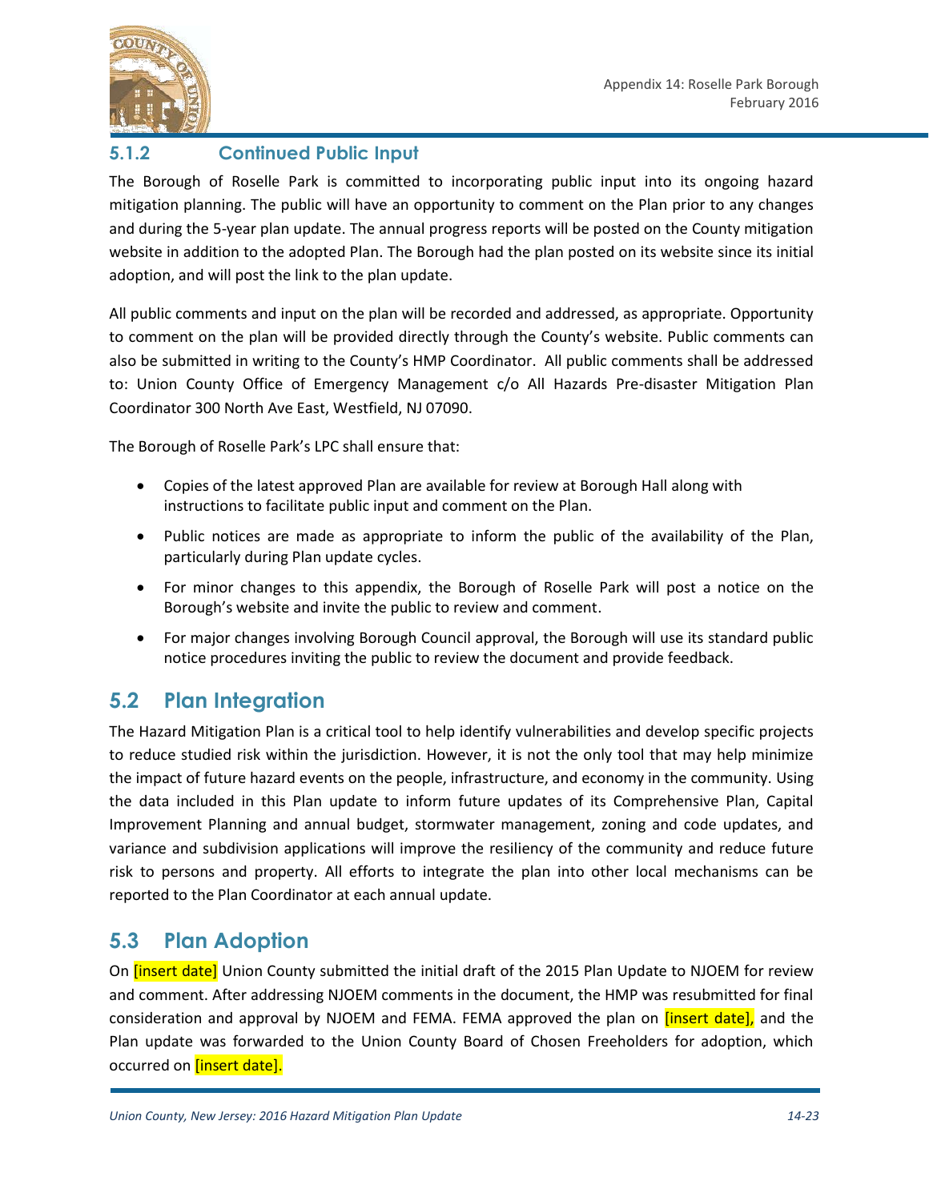### 5.1.2 Continued Public Input

The Borough of Roselle Park is committed to incorporating public input into its ongoing hazard mitigation planning. The public will have an opportunity to comment on the Plan prior to any changes and during the 5-year plan update. The annual progress reports will be posted on the County mitigation website in addition to the adopted Plan. The Borough had the plan posted on its website since its initial adoption, and will post the link to the plan update.

All public comments and input on the plan will be recorded and addressed, as appropriate. Opportunity to comment on the plan will be provided directly through the County's website. Public comments can also be submitted in writing to the County's HMP Coordinator. All public comments shall be addressed to: Union County Office of Emergency Management c/o All Hazards Pre-disaster Mitigation Plan Coordinator 300 North Ave East, Westfield, NJ 07090.

The Borough of Roselle Park's LPC shall ensure that:

- Copies of the latest approved Plan are available for review at Borough Hall along with instructions to facilitate public input and comment on the Plan.
- Public notices are made as appropriate to inform the public of the availability of the Plan, particularly during Plan update cycles.
- For minor changes to this appendix, the Borough of Roselle Park will post a notice on the Borough's website and invite the public to review and comment.
- For major changes involving Borough Council approval, the Borough will use its standard public notice procedures inviting the public to review the document and provide feedback.

## 5.2 Plan Integration

The Hazard Mitigation Plan is a critical tool to help identify vulnerabilities and develop specific projects to reduce studied risk within the jurisdiction. However, it is not the only tool that may help minimize the impact of future hazard events on the people, infrastructure, and economy in the community. Using the data included in this Plan update to inform future updates of its Comprehensive Plan, Capital Improvement Planning and annual budget, stormwater management, zoning and code updates, and variance and subdivision applications will improve the resiliency of the community and reduce future risk to persons and property. All efforts to integrate the plan into other local mechanisms can be reported to the Plan Coordinator at each annual update.

## 5.3 Plan Adoption

On [insert date] Union County submitted the initial draft of the 2015 Plan Update to NJOEM for review and comment. After addressing NJOEM comments in the document, the HMP was resubmitted for final consideration and approval by NJOEM and FEMA. FEMA approved the plan on [insert date], and the Plan update was forwarded to the Union County Board of Chosen Freeholders for adoption, which occurred on [insert date].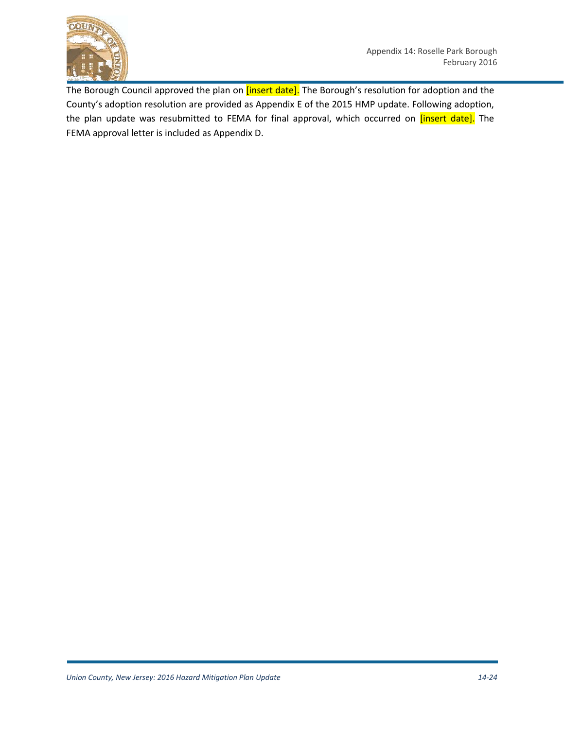The Borough Council approved the plan on [insert date]. The Borough's resolution for adoption and the County's adoption resolution are provided as Appendix E of the 2015 HMP update. Following adoption, the plan update was resubmitted to FEMA for final approval, which occurred on [insert date]. The FEMA approval letter is included as Appendix D.